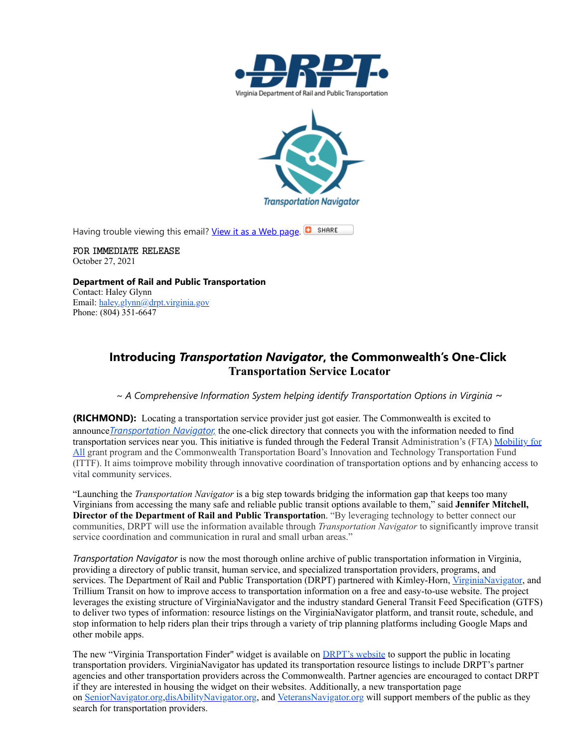Having trouble viewing this email? View it as a Web page. SHARE

FOR IMMEDIATE RELEASE
October 27, 2021

**Department of Rail and Public Transportation**
Contact: Haley Glynn
Email: haley.glynn@drpt.virginia.gov
Phone: (804) 351-6647

## Introducing *Transportation Navigator*, the Commonwealth's One-Click Transportation Service Locator

*~ A Comprehensive Information System helping identify Transportation Options in Virginia ~*

**(RICHMOND):** Locating a transportation service provider just got easier. The Commonwealth is excited to announce *Transportation Navigator,* the one-click directory that connects you with the information needed to find transportation services near you. This initiative is funded through the Federal Transit Administration's (FTA) Mobility for All grant program and the Commonwealth Transportation Board's Innovation and Technology Transportation Fund (ITTF). It aims toimprove mobility through innovative coordination of transportation options and by enhancing access to vital community services.

"Launching the *Transportation Navigator* is a big step towards bridging the information gap that keeps too many Virginians from accessing the many safe and reliable public transit options available to them," said **Jennifer Mitchell, Director of the Department of Rail and Public Transportation**. "By leveraging technology to better connect our communities, DRPT will use the information available through *Transportation Navigator* to significantly improve transit service coordination and communication in rural and small urban areas."

*Transportation Navigator* is now the most thorough online archive of public transportation information in Virgina, providing a directory of public transit, human service, and specialized transportation providers, programs, and services. The Department of Rail and Public Transportation (DRPT) partnered with Kimley-Horn, VirginiaNavigator, and Trillium Transit on how to improve access to transportation information on a free and easy-to-use website. The project leverages the existing structure of VirginiaNavigator and the industry standard General Transit Feed Specification (GTFS) to deliver two types of information: resource listings on the VirginiaNavigator platform, and transit route, schedule, and stop information to help riders plan their trips through a variety of trip planning platforms including Google Maps and other mobile apps.

The new "Virginia Transportation Finder" widget is available on DRPT's website to support the public in locating transportation providers. VirginiaNavigator has updated its transportation resource listings to include DRPT's partner agencies and other transportation providers across the Commonwealth. Partner agencies are encouraged to contact DRPT if they are interested in housing the widget on their websites. Additionally, a new transportation page on SeniorNavigator.org,disAbilityNavigator.org, and VeteransNavigator.org will support members of the public as they search for transportation providers.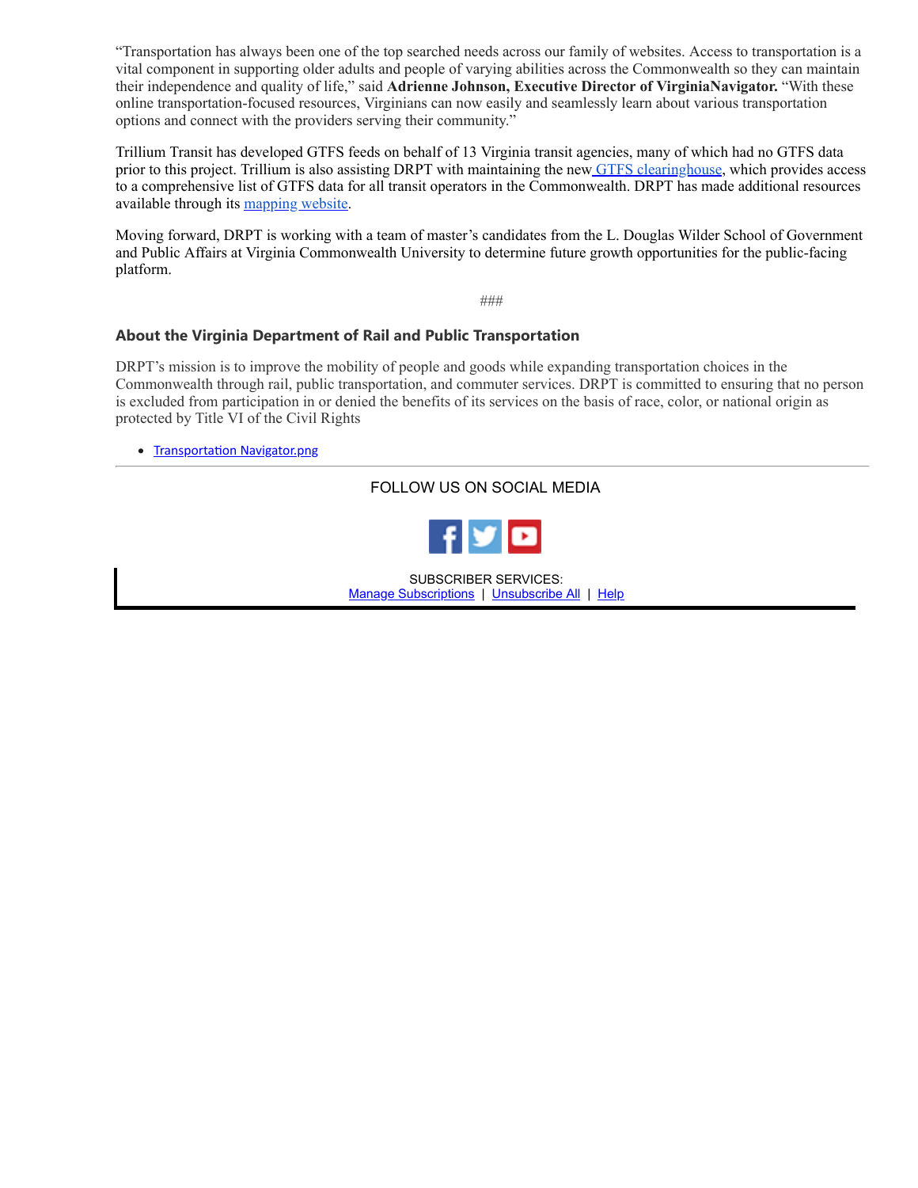"Transportation has always been one of the top searched needs across our family of websites. Access to transportation is a vital component in supporting older adults and people of varying abilities across the Commonwealth so they can maintain their independence and quality of life," said **Adrienne Johnson, Executive Director of VirginiaNavigator.** "With these online transportation-focused resources, Virginians can now easily and seamlessly learn about various transportation options and connect with the providers serving their community."

Trillium Transit has developed GTFS feeds on behalf of 13 Virginia transit agencies, many of which had no GTFS data prior to this project. Trillium is also assisting DRPT with maintaining the new GTFS clearinghouse, which provides access to a comprehensive list of GTFS data for all transit operators in the Commonwealth. DRPT has made additional resources available through its mapping website.

Moving forward, DRPT is working with a team of master's candidates from the L. Douglas Wilder School of Government and Public Affairs at Virginia Commonwealth University to determine future growth opportunities for the public-facing platform.

###

### About the Virginia Department of Rail and Public Transportation

DRPT's mission is to improve the mobility of people and goods while expanding transportation choices in the Commonwealth through rail, public transportation, and commuter services. DRPT is committed to ensuring that no person is excluded from participation in or denied the benefits of its services on the basis of race, color, or national origin as protected by Title VI of the Civil Rights

- Transportation Navigator.png

---

FOLLOW US ON SOCIAL MEDIA

SUBSCRIBER SERVICES:
Manage Subscriptions | Unsubscribe All | Help